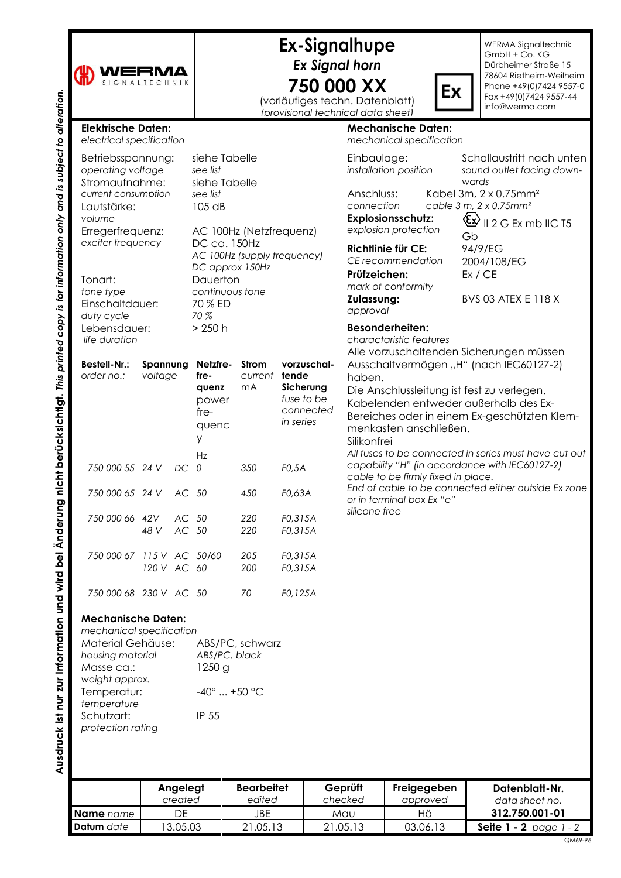WERMA SIGNALTECHNIK

# Ex-Signalhupe

## *Ex Signal horn*

## 750 000 XX

(vorläufiges techn. Datenblatt)
*(provisional technical data sheet)*

Ex

WERMA Signaltechnik
GmbH + Co. KG
Dürbheimer Straße 15
78604 Rietheim-Weilheim
Phone +49(0)7424 9557-0
Fax +49(0)7424 9557-44
info@werma.com

Ausdruck ist nur zur Information und wird bei Änderung nicht berücksichtigt. *This printed copy is for information only and is subject to alteration.*

### Elektrische Daten:
*electrical specification*

| | |
|---|---|
| Betriebsspannung: *operating voltage* | siehe Tabelle *see list* |
| Stromaufnahme: *current consumption* | siehe Tabelle *see list* |
| Lautstärke: *volume* | 105 dB |
| Erregerfrequenz: *exciter frequency* | AC 100Hz (Netzfrequenz) DC ca. 150Hz *AC 100Hz (supply frequency) DC approx 150Hz* |
| Tonart: *tone type* | Dauerton *continuous tone* |
| Einschaltdauer: *duty cycle* | 70 % ED *70 %* |
| Lebensdauer: *life duration* | > 250 h |

| **Bestell-Nr.:** *order no.:* | **Spannung** *voltage* | | **Netzfrequenz** *power frequency* Hz | **Strom** *current* mA | **vorzuschaltende Sicherung** *fuse to be connected in series* |
|---|---|---|---|---|---|
| *750 000 55* | *24 V* | *DC* | *0* | *350* | *F0,5A* |
| *750 000 65* | *24 V* | *AC* | *50* | *450* | *F0,63A* |
| *750 000 66* | *42V* | *AC* | *50* | *220* | *F0,315A* |
| | *48 V* | *AC* | *50* | *220* | *F0,315A* |
| *750 000 67* | *115 V* | *AC* | *50/60* | *205* | *F0,315A* |
| | *120 V* | *AC* | *60* | *200* | *F0,315A* |
| *750 000 68* | *230 V* | *AC* | *50* | *70* | *F0,125A* |

### Mechanische Daten:
*mechanical specification*

| | |
|---|---|
| Material Gehäuse: *housing material* | ABS/PC, schwarz *ABS/PC, black* |
| Masse ca.: *weight approx.* | 1250 g |
| Temperatur: *temperature* | -40° ... +50 °C |
| Schutzart: *protection rating* | IP 55 |

### Mechanische Daten:
*mechanical specification*

| | |
|---|---|
| Einbaulage: *installation position* | Schallaustritt nach unten *sound outlet facing downwards* |
| Anschluss: *connection* | Kabel 3m, 2 x 0.75mm² *cable 3 m, 2 x 0.75mm²* |
| **Explosionsschutz:** *explosion protection* | Ex II 2 G Ex mb IIC T5 Gb |
| **Richtlinie für CE:** *CE recommendation* | 94/9/EG 2004/108/EG |
| **Prüfzeichen:** *mark of conformity* | Ex / CE |
| **Zulassung:** *approval* | BVS 03 ATEX E 118 X |

**Besonderheiten:**
*charactaristic features*

Alle vorzuschaltenden Sicherungen müssen Ausschaltvermögen „H" (nach IEC60127-2) haben.
Die Anschlussleitung ist fest zu verlegen.
Kabelenden entweder außerhalb des Ex-Bereiches oder in einem Ex-geschützten Klemmenkasten anschließen.
Silikonfrei

*All fuses to be connected in series must have cut out capability "H" (in accordance with IEC60127-2)*
*cable to be firmly fixed in place.*
*End of cable to be connected either outside Ex zone or in terminal box Ex "e"*
*silicone free*

| | **Angelegt** *created* | **Bearbeitet** *edited* | **Geprüft** *checked* | **Freigegeben** *approved* | **Datenblatt-Nr.** *data sheet no.* |
|---|---|---|---|---|---|
| **Name** *name* | DE | JBE | Mau | Hö | **312.750.001-01** |
| **Datum** *date* | 13.05.03 | 21.05.13 | 21.05.13 | 03.06.13 | **Seite 1 - 2** *page 1 - 2* |

QM69-96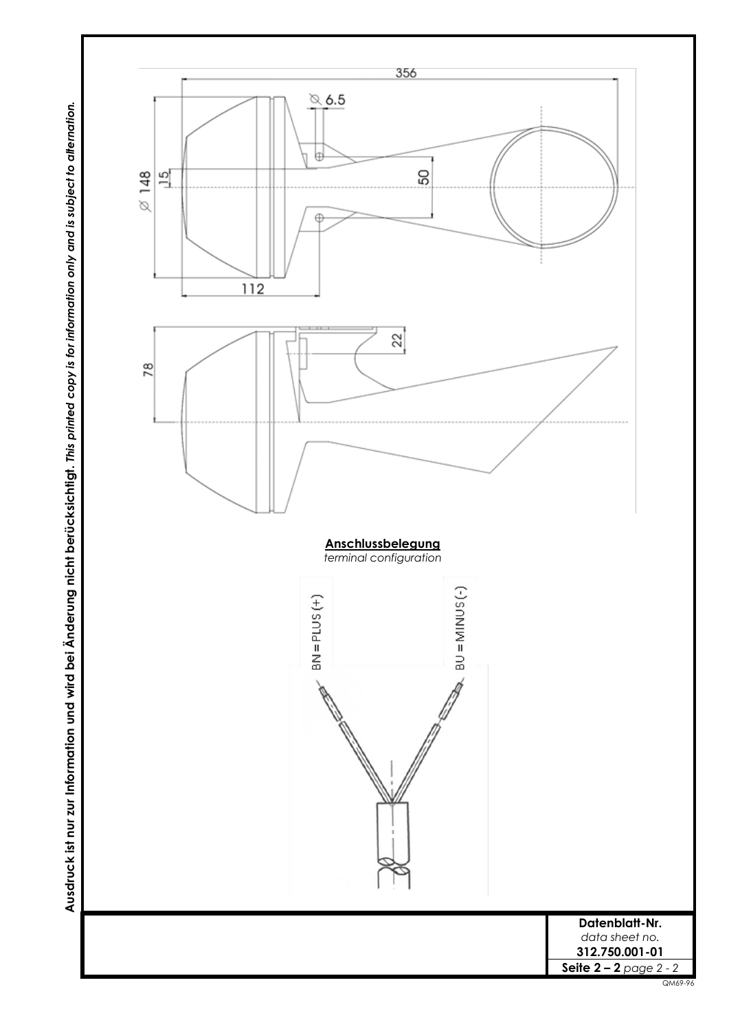Ausdruck ist nur zur Information und wird bei Änderung nicht berücksichtigt. *This printed copy is for information only and is subject to alternation.*

356

⌀ 6.5

⌀ 148

15

50

112

78

22

**Anschlussbelegung**

*terminal configuration*

BN = PLUS (+)

BU = MINUS (-)

| | |
|---|---|
| | **Datenblatt-Nr.** *data sheet no.* |
| | **312.750.001-01** |
| | **Seite 2 – 2** *page 2 - 2* |

QM69-96